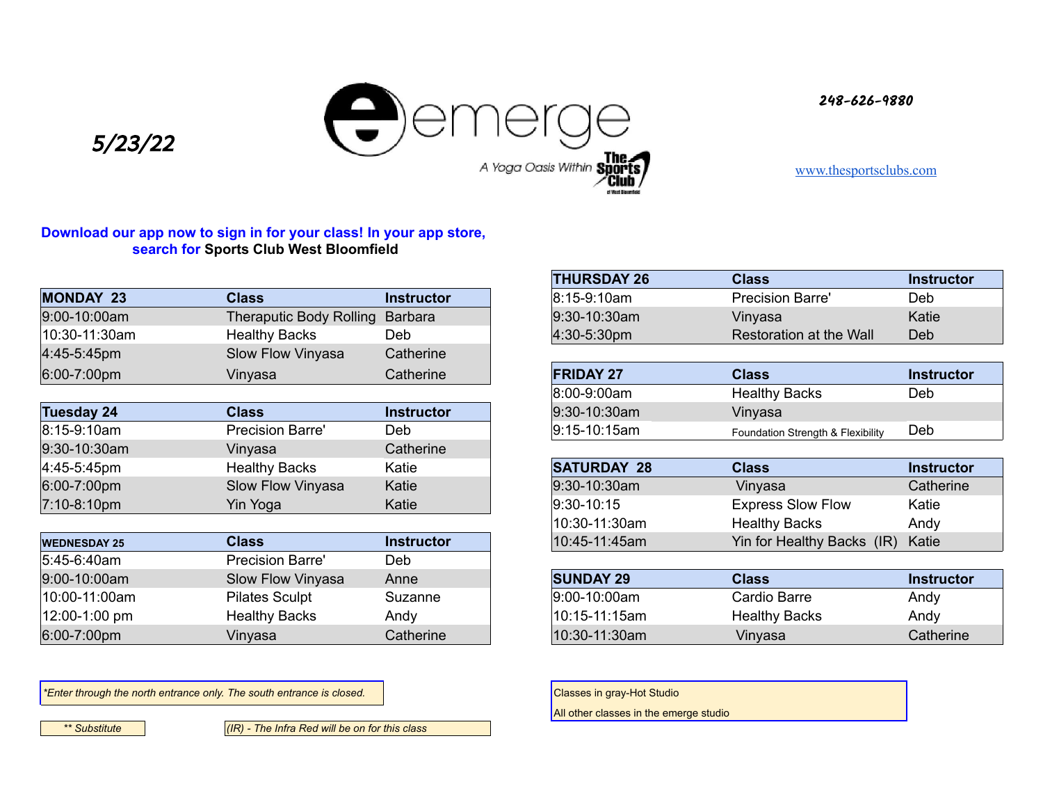5/23/22

emerge

A Yoga Oasis Within The Sports Club

248-626-9880

www.thesportsclubs.com

**Download our app now to sign in for your class! In your app store, search for Sports Club West Bloomfield**

| MONDAY 23 | Class | Instructor |
|---|---|---|
| 9:00-10:00am | Theraputic Body Rolling | Barbara |
| 10:30-11:30am | Healthy Backs | Deb |
| 4:45-5:45pm | Slow Flow Vinyasa | Catherine |
| 6:00-7:00pm | Vinyasa | Catherine |

| Tuesday 24 | Class | Instructor |
|---|---|---|
| 8:15-9:10am | Precision Barre' | Deb |
| 9:30-10:30am | Vinyasa | Catherine |
| 4:45-5:45pm | Healthy Backs | Katie |
| 6:00-7:00pm | Slow Flow Vinyasa | Katie |
| 7:10-8:10pm | Yin Yoga | Katie |

| WEDNESDAY 25 | Class | Instructor |
|---|---|---|
| 5:45-6:40am | Precision Barre' | Deb |
| 9:00-10:00am | Slow Flow Vinyasa | Anne |
| 10:00-11:00am | Pilates Sculpt | Suzanne |
| 12:00-1:00 pm | Healthy Backs | Andy |
| 6:00-7:00pm | Vinyasa | Catherine |

| THURSDAY 26 | Class | Instructor |
|---|---|---|
| 8:15-9:10am | Precision Barre' | Deb |
| 9:30-10:30am | Vinyasa | Katie |
| 4:30-5:30pm | Restoration at the Wall | Deb |

| FRIDAY 27 | Class | Instructor |
|---|---|---|
| 8:00-9:00am | Healthy Backs | Deb |
| 9:30-10:30am | Vinyasa | |
| 9:15-10:15am | Foundation Strength & Flexibility | Deb |

| SATURDAY 28 | Class | Instructor |
|---|---|---|
| 9:30-10:30am | Vinyasa | Catherine |
| 9:30-10:15 | Express Slow Flow | Katie |
| 10:30-11:30am | Healthy Backs | Andy |
| 10:45-11:45am | Yin for Healthy Backs (IR) | Katie |

| SUNDAY 29 | Class | Instructor |
|---|---|---|
| 9:00-10:00am | Cardio Barre | Andy |
| 10:15-11:15am | Healthy Backs | Andy |
| 10:30-11:30am | Vinyasa | Catherine |

*\*Enter through the north entrance only. The south entrance is closed.*

*\*\* Substitute*

*(IR) - The Infra Red will be on for this class*

Classes in gray-Hot Studio

All other classes in the emerge studio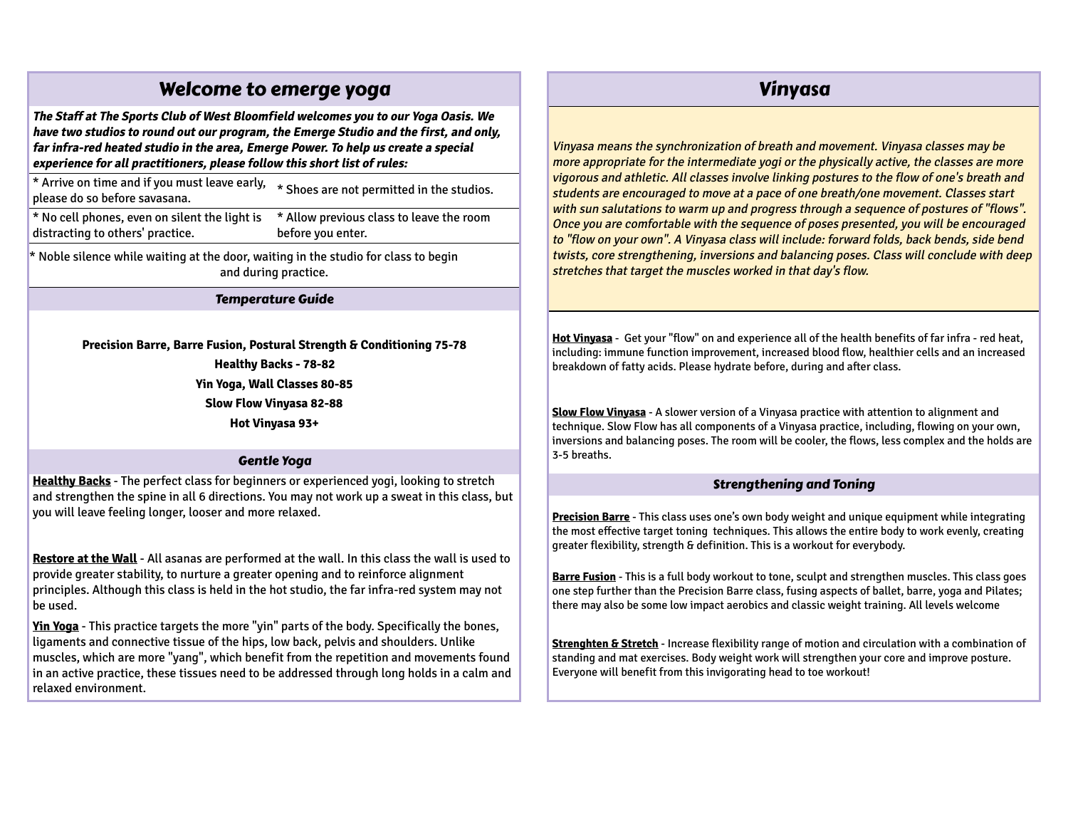## Welcome to emerge yoga

***The Staff at The Sports Club of West Bloomfield welcomes you to our Yoga Oasis. We have two studios to round out our program, the Emerge Studio and the first, and only, far infra-red heated studio in the area, Emerge Power. To help us create a special experience for all practitioners, please follow this short list of rules:***

| | |
|---|---|
| * Arrive on time and if you must leave early, please do so before savasana. | * Shoes are not permitted in the studios. |
| * No cell phones, even on silent the light is distracting to others' practice. | * Allow previous class to leave the room before you enter. |

* Noble silence while waiting at the door, waiting in the studio for class to begin and during practice.

### Temperature Guide

**Precision Barre, Barre Fusion, Postural Strength & Conditioning 75-78**

**Healthy Backs - 78-82**

**Yin Yoga, Wall Classes 80-85**

**Slow Flow Vinyasa 82-88**

**Hot Vinyasa 93+**

### Gentle Yoga

**Healthy Backs** - The perfect class for beginners or experienced yogi, looking to stretch and strengthen the spine in all 6 directions. You may not work up a sweat in this class, but you will leave feeling longer, looser and more relaxed.

**Restore at the Wall** - All asanas are performed at the wall. In this class the wall is used to provide greater stability, to nurture a greater opening and to reinforce alignment principles. Although this class is held in the hot studio, the far infra-red system may not be used.

**Yin Yoga** - This practice targets the more "yin" parts of the body. Specifically the bones, ligaments and connective tissue of the hips, low back, pelvis and shoulders. Unlike muscles, which are more "yang", which benefit from the repetition and movements found in an active practice, these tissues need to be addressed through long holds in a calm and relaxed environment.

## Vinyasa

*Vinyasa means the synchronization of breath and movement. Vinyasa classes may be more appropriate for the intermediate yogi or the physically active, the classes are more vigorous and athletic. All classes involve linking postures to the flow of one's breath and students are encouraged to move at a pace of one breath/one movement. Classes start with sun salutations to warm up and progress through a sequence of postures of "flows". Once you are comfortable with the sequence of poses presented, you will be encouraged to "flow on your own". A Vinyasa class will include: forward folds, back bends, side bend twists, core strengthening, inversions and balancing poses. Class will conclude with deep stretches that target the muscles worked in that day's flow.*

**Hot Vinyasa** - Get your "flow" on and experience all of the health benefits of far infra - red heat, including: immune function improvement, increased blood flow, healthier cells and an increased breakdown of fatty acids. Please hydrate before, during and after class.

**Slow Flow Vinyasa** - A slower version of a Vinyasa practice with attention to alignment and technique. Slow Flow has all components of a Vinyasa practice, including, flowing on your own, inversions and balancing poses. The room will be cooler, the flows, less complex and the holds are 3-5 breaths.

### Strengthening and Toning

**Precision Barre** - This class uses one's own body weight and unique equipment while integrating the most effective target toning techniques. This allows the entire body to work evenly, creating greater flexibility, strength & definition. This is a workout for everybody.

**Barre Fusion** - This is a full body workout to tone, sculpt and strengthen muscles. This class goes one step further than the Precision Barre class, fusing aspects of ballet, barre, yoga and Pilates; there may also be some low impact aerobics and classic weight training. All levels welcome

**Strenghten & Stretch** - Increase flexibility range of motion and circulation with a combination of standing and mat exercises. Body weight work will strengthen your core and improve posture. Everyone will benefit from this invigorating head to toe workout!